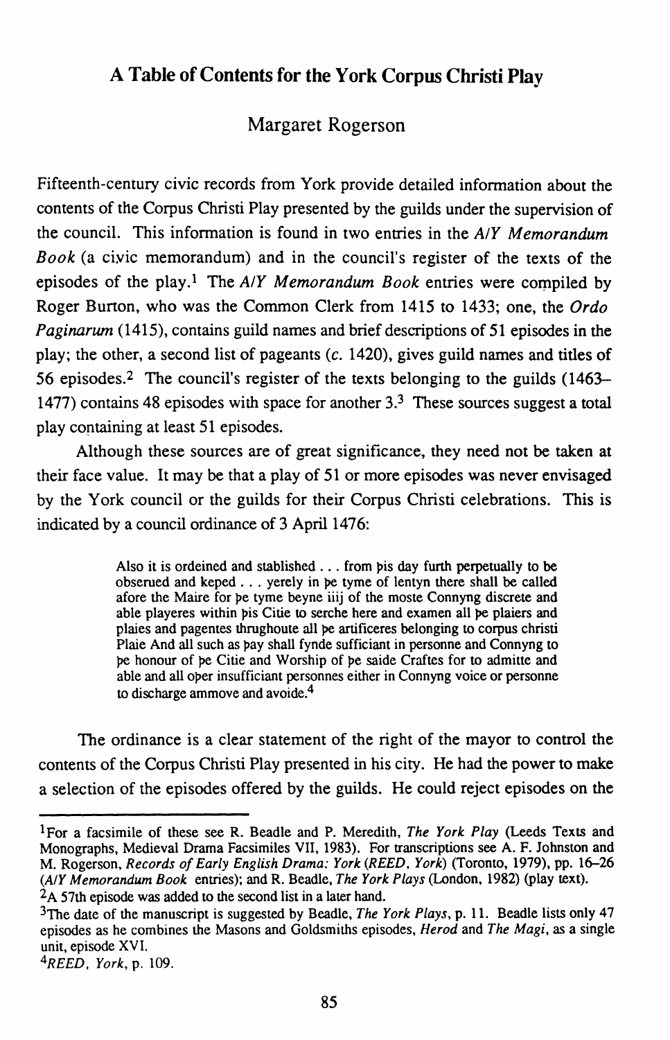# A Table of Contents for the York Corpus Christi Play

Margaret Rogerson

Fifteenth-century civic records from York provide detailed information about the contents of the Corpus Christi Play presented by the guilds under the supervision of the council. This information is found in two entries in the *A/Y Memorandum Book* (a civic memorandum) and in the council's register of the texts of the episodes of the play.[1] The *A/Y Memorandum Book* entries were compiled by Roger Burton, who was the Common Clerk from 1415 to 1433; one, the *Ordo Paginarum* (1415), contains guild names and brief descriptions of 51 episodes in the play; the other, a second list of pageants (*c.* 1420), gives guild names and titles of 56 episodes.[2] The council's register of the texts belonging to the guilds (1463–1477) contains 48 episodes with space for another 3.[3] These sources suggest a total play containing at least 51 episodes.

Although these sources are of great significance, they need not be taken at their face value. It may be that a play of 51 or more episodes was never envisaged by the York council or the guilds for their Corpus Christi celebrations. This is indicated by a council ordinance of 3 April 1476:

> Also it is ordeined and stablished . . . from þis day furth perpetually to be obserued and keped . . . yerely in þe tyme of lentyn there shall be called afore the Maire for þe tyme beyne iiij of the moste Connyng discrete and able playeres within þis Citie to serche here and examen all þe plaiers and plaies and pagentes thrughoute all þe artificeres belonging to corpus christi Plaie And all such as þay shall fynde sufficiant in personne and Connyng to þe honour of þe Citie and Worship of þe saide Craftes for to admitte and able and all oþer insufficiant personnes either in Connyng voice or personne to discharge ammove and avoide.[4]

The ordinance is a clear statement of the right of the mayor to control the contents of the Corpus Christi Play presented in his city. He had the power to make a selection of the episodes offered by the guilds. He could reject episodes on the

---

[1] For a facsimile of these see R. Beadle and P. Meredith, *The York Play* (Leeds Texts and Monographs, Medieval Drama Facsimiles VII, 1983). For transcriptions see A. F. Johnston and M. Rogerson, *Records of Early English Drama: York* (*REED, York*) (Toronto, 1979), pp. 16–26 (*A/Y Memorandum Book* entries); and R. Beadle, *The York Plays* (London, 1982) (play text).

[2] A 57th episode was added to the second list in a later hand.

[3] The date of the manuscript is suggested by Beadle, *The York Plays*, p. 11. Beadle lists only 47 episodes as he combines the Masons and Goldsmiths episodes, *Herod* and *The Magi*, as a single unit, episode XVI.

[4] *REED, York*, p. 109.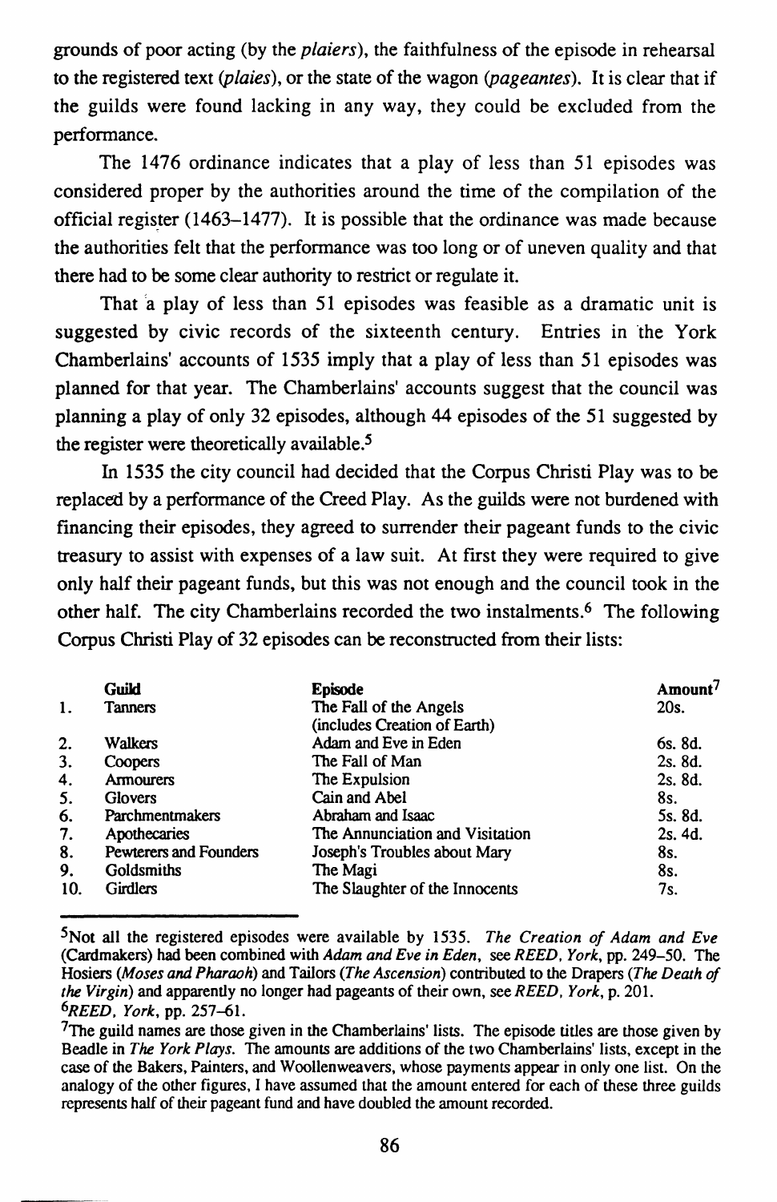grounds of poor acting (by the *plaiers*), the faithfulness of the episode in rehearsal to the registered text (*plaies*), or the state of the wagon (*pageantes*). It is clear that if the guilds were found lacking in any way, they could be excluded from the performance.

The 1476 ordinance indicates that a play of less than 51 episodes was considered proper by the authorities around the time of the compilation of the official register (1463–1477). It is possible that the ordinance was made because the authorities felt that the performance was too long or of uneven quality and that there had to be some clear authority to restrict or regulate it.

That a play of less than 51 episodes was feasible as a dramatic unit is suggested by civic records of the sixteenth century. Entries in the York Chamberlains' accounts of 1535 imply that a play of less than 51 episodes was planned for that year. The Chamberlains' accounts suggest that the council was planning a play of only 32 episodes, although 44 episodes of the 51 suggested by the register were theoretically available.[5]

In 1535 the city council had decided that the Corpus Christi Play was to be replaced by a performance of the Creed Play. As the guilds were not burdened with financing their episodes, they agreed to surrender their pageant funds to the civic treasury to assist with expenses of a law suit. At first they were required to give only half their pageant funds, but this was not enough and the council took in the other half. The city Chamberlains recorded the two instalments.[6] The following Corpus Christi Play of 32 episodes can be reconstructed from their lists:

| | Guild | Episode | Amount[7] |
|---|---|---|---|
| 1. | Tanners | The Fall of the Angels (includes Creation of Earth) | 20s. |
| 2. | Walkers | Adam and Eve in Eden | 6s. 8d. |
| 3. | Coopers | The Fall of Man | 2s. 8d. |
| 4. | Armourers | The Expulsion | 2s. 8d. |
| 5. | Glovers | Cain and Abel | 8s. |
| 6. | Parchmentmakers | Abraham and Isaac | 5s. 8d. |
| 7. | Apothecaries | The Annunciation and Visitation | 2s. 4d. |
| 8. | Pewterers and Founders | Joseph's Troubles about Mary | 8s. |
| 9. | Goldsmiths | The Magi | 8s. |
| 10. | Girdlers | The Slaughter of the Innocents | 7s. |

---

[5]Not all the registered episodes were available by 1535. *The Creation of Adam and Eve* (Cardmakers) had been combined with *Adam and Eve in Eden*, see *REED, York*, pp. 249–50. The Hosiers (*Moses and Pharaoh*) and Tailors (*The Ascension*) contributed to the Drapers (*The Death of the Virgin*) and apparently no longer had pageants of their own, see *REED, York*, p. 201.

[6]*REED, York*, pp. 257–61.

[7]The guild names are those given in the Chamberlains' lists. The episode titles are those given by Beadle in *The York Plays*. The amounts are additions of the two Chamberlains' lists, except in the case of the Bakers, Painters, and Woollenweavers, whose payments appear in only one list. On the analogy of the other figures, I have assumed that the amount entered for each of these three guilds represents half of their pageant fund and have doubled the amount recorded.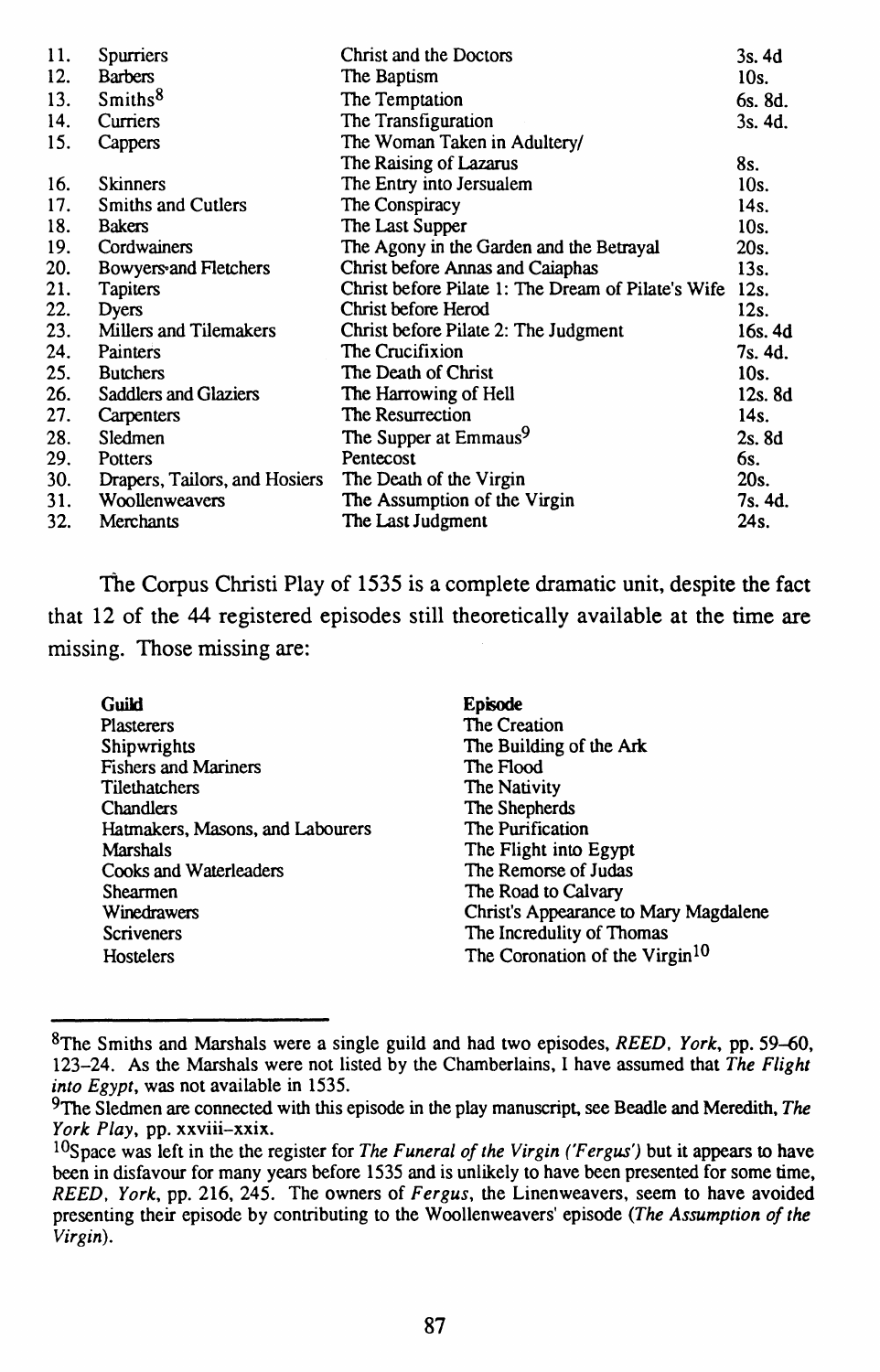| | | | |
|---|---|---|---|
| 11. | Spurriers | Christ and the Doctors | 3s. 4d |
| 12. | Barbers | The Baptism | 10s. |
| 13. | Smiths[8] | The Temptation | 6s. 8d. |
| 14. | Curriers | The Transfiguration | 3s. 4d. |
| 15. | Cappers | The Woman Taken in Adultery/ The Raising of Lazarus | 8s. |
| 16. | Skinners | The Entry into Jersualem | 10s. |
| 17. | Smiths and Cutlers | The Conspiracy | 14s. |
| 18. | Bakers | The Last Supper | 10s. |
| 19. | Cordwainers | The Agony in the Garden and the Betrayal | 20s. |
| 20. | Bowyers and Fletchers | Christ before Annas and Caiaphas | 13s. |
| 21. | Tapiters | Christ before Pilate 1: The Dream of Pilate's Wife | 12s. |
| 22. | Dyers | Christ before Herod | 12s. |
| 23. | Millers and Tilemakers | Christ before Pilate 2: The Judgment | 16s. 4d |
| 24. | Painters | The Crucifixion | 7s. 4d. |
| 25. | Butchers | The Death of Christ | 10s. |
| 26. | Saddlers and Glaziers | The Harrowing of Hell | 12s. 8d |
| 27. | Carpenters | The Resurrection | 14s. |
| 28. | Sledmen | The Supper at Emmaus[9] | 2s. 8d |
| 29. | Potters | Pentecost | 6s. |
| 30. | Drapers, Tailors, and Hosiers | The Death of the Virgin | 20s. |
| 31. | Woollenweavers | The Assumption of the Virgin | 7s. 4d. |
| 32. | Merchants | The Last Judgment | 24s. |

The Corpus Christi Play of 1535 is a complete dramatic unit, despite the fact that 12 of the 44 registered episodes still theoretically available at the time are missing. Those missing are:

| Guild | Episode |
|---|---|
| Plasterers | The Creation |
| Shipwrights | The Building of the Ark |
| Fishers and Mariners | The Flood |
| Tilethatchers | The Nativity |
| Chandlers | The Shepherds |
| Hatmakers, Masons, and Labourers | The Purification |
| Marshals | The Flight into Egypt |
| Cooks and Waterleaders | The Remorse of Judas |
| Shearmen | The Road to Calvary |
| Winedrawers | Christ's Appearance to Mary Magdalene |
| Scriveners | The Incredulity of Thomas |
| Hostelers | The Coronation of the Virgin[10] |

---

[8]The Smiths and Marshals were a single guild and had two episodes, *REED, York*, pp. 59–60, 123–24. As the Marshals were not listed by the Chamberlains, I have assumed that *The Flight into Egypt*, was not available in 1535.

[9]The Sledmen are connected with this episode in the play manuscript, see Beadle and Meredith, *The York Play*, pp. xxviii–xxix.

[10]Space was left in the the register for *The Funeral of the Virgin ('Fergus')* but it appears to have been in disfavour for many years before 1535 and is unlikely to have been presented for some time, *REED, York*, pp. 216, 245. The owners of *Fergus*, the Linenweavers, seem to have avoided presenting their episode by contributing to the Woollenweavers' episode (*The Assumption of the Virgin*).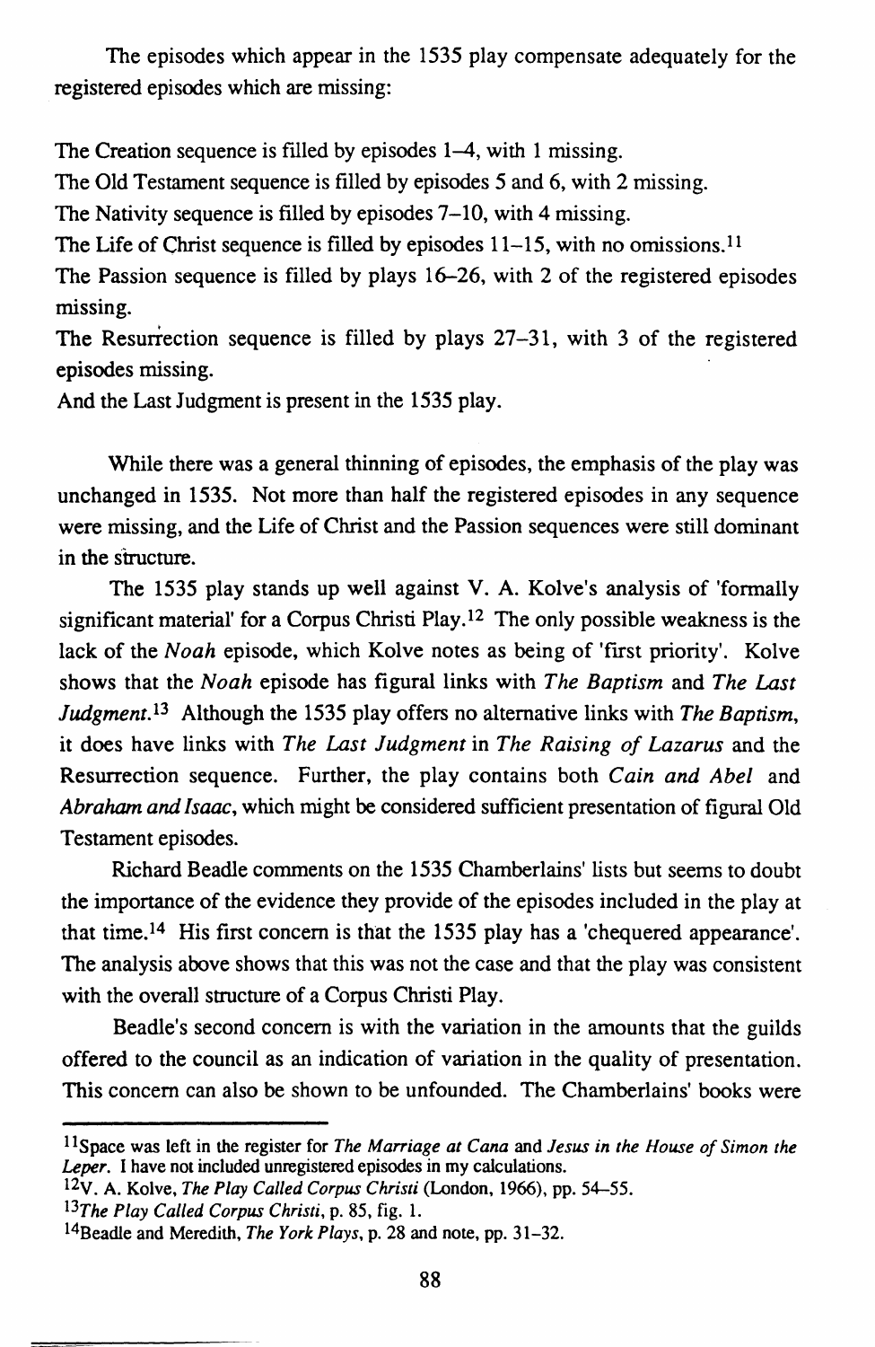The episodes which appear in the 1535 play compensate adequately for the registered episodes which are missing:

The Creation sequence is filled by episodes 1–4, with 1 missing.
The Old Testament sequence is filled by episodes 5 and 6, with 2 missing.
The Nativity sequence is filled by episodes 7–10, with 4 missing.
The Life of Christ sequence is filled by episodes 11–15, with no omissions.[11]
The Passion sequence is filled by plays 16–26, with 2 of the registered episodes missing.
The Resurrection sequence is filled by plays 27–31, with 3 of the registered episodes missing.
And the Last Judgment is present in the 1535 play.

While there was a general thinning of episodes, the emphasis of the play was unchanged in 1535. Not more than half the registered episodes in any sequence were missing, and the Life of Christ and the Passion sequences were still dominant in the structure.

The 1535 play stands up well against V. A. Kolve's analysis of 'formally significant material' for a Corpus Christi Play.[12] The only possible weakness is the lack of the *Noah* episode, which Kolve notes as being of 'first priority'. Kolve shows that the *Noah* episode has figural links with *The Baptism* and *The Last Judgment*.[13] Although the 1535 play offers no alternative links with *The Baptism*, it does have links with *The Last Judgment* in *The Raising of Lazarus* and the Resurrection sequence. Further, the play contains both *Cain and Abel* and *Abraham and Isaac*, which might be considered sufficient presentation of figural Old Testament episodes.

Richard Beadle comments on the 1535 Chamberlains' lists but seems to doubt the importance of the evidence they provide of the episodes included in the play at that time.[14] His first concern is that the 1535 play has a 'chequered appearance'. The analysis above shows that this was not the case and that the play was consistent with the overall structure of a Corpus Christi Play.

Beadle's second concern is with the variation in the amounts that the guilds offered to the council as an indication of variation in the quality of presentation. This concern can also be shown to be unfounded. The Chamberlains' books were

---

[11] Space was left in the register for *The Marriage at Cana* and *Jesus in the House of Simon the Leper*. I have not included unregistered episodes in my calculations.

[12] V. A. Kolve, *The Play Called Corpus Christi* (London, 1966), pp. 54–55.

[13] *The Play Called Corpus Christi*, p. 85, fig. 1.

[14] Beadle and Meredith, *The York Plays*, p. 28 and note, pp. 31–32.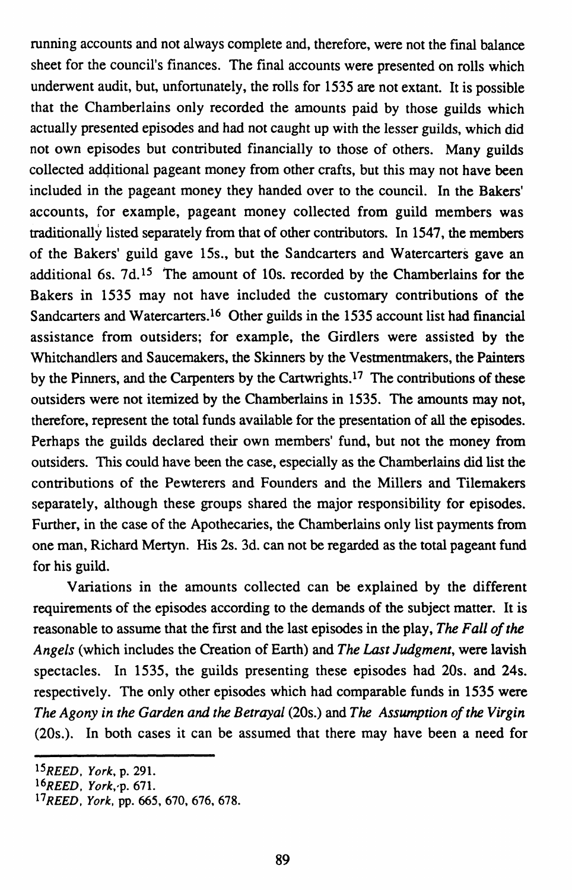running accounts and not always complete and, therefore, were not the final balance sheet for the council's finances. The final accounts were presented on rolls which underwent audit, but, unfortunately, the rolls for 1535 are not extant. It is possible that the Chamberlains only recorded the amounts paid by those guilds which actually presented episodes and had not caught up with the lesser guilds, which did not own episodes but contributed financially to those of others. Many guilds collected additional pageant money from other crafts, but this may not have been included in the pageant money they handed over to the council. In the Bakers' accounts, for example, pageant money collected from guild members was traditionally listed separately from that of other contributors. In 1547, the members of the Bakers' guild gave 15s., but the Sandcarters and Watercarters gave an additional 6s. 7d.[15] The amount of 10s. recorded by the Chamberlains for the Bakers in 1535 may not have included the customary contributions of the Sandcarters and Watercarters.[16] Other guilds in the 1535 account list had financial assistance from outsiders; for example, the Girdlers were assisted by the Whitchandlers and Saucemakers, the Skinners by the Vestmentmakers, the Painters by the Pinners, and the Carpenters by the Cartwrights.[17] The contributions of these outsiders were not itemized by the Chamberlains in 1535. The amounts may not, therefore, represent the total funds available for the presentation of all the episodes. Perhaps the guilds declared their own members' fund, but not the money from outsiders. This could have been the case, especially as the Chamberlains did list the contributions of the Pewterers and Founders and the Millers and Tilemakers separately, although these groups shared the major responsibility for episodes. Further, in the case of the Apothecaries, the Chamberlains only list payments from one man, Richard Mertyn. His 2s. 3d. can not be regarded as the total pageant fund for his guild.

Variations in the amounts collected can be explained by the different requirements of the episodes according to the demands of the subject matter. It is reasonable to assume that the first and the last episodes in the play, *The Fall of the Angels* (which includes the Creation of Earth) and *The Last Judgment*, were lavish spectacles. In 1535, the guilds presenting these episodes had 20s. and 24s. respectively. The only other episodes which had comparable funds in 1535 were *The Agony in the Garden and the Betrayal* (20s.) and *The Assumption of the Virgin* (20s.). In both cases it can be assumed that there may have been a need for

---

[15] *REED, York*, p. 291.

[16] *REED, York*, p. 671.

[17] *REED, York*, pp. 665, 670, 676, 678.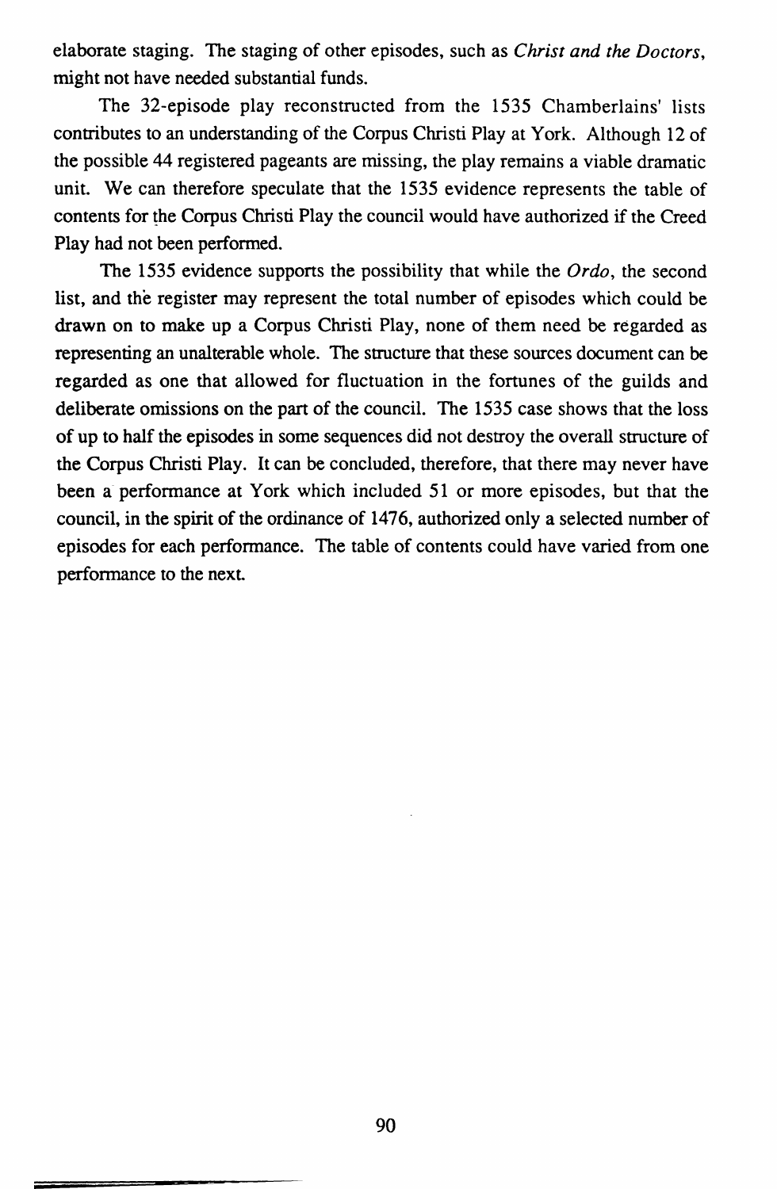elaborate staging. The staging of other episodes, such as *Christ and the Doctors*, might not have needed substantial funds.

The 32-episode play reconstructed from the 1535 Chamberlains' lists contributes to an understanding of the Corpus Christi Play at York. Although 12 of the possible 44 registered pageants are missing, the play remains a viable dramatic unit. We can therefore speculate that the 1535 evidence represents the table of contents for the Corpus Christi Play the council would have authorized if the Creed Play had not been performed.

The 1535 evidence supports the possibility that while the *Ordo*, the second list, and the register may represent the total number of episodes which could be drawn on to make up a Corpus Christi Play, none of them need be regarded as representing an unalterable whole. The structure that these sources document can be regarded as one that allowed for fluctuation in the fortunes of the guilds and deliberate omissions on the part of the council. The 1535 case shows that the loss of up to half the episodes in some sequences did not destroy the overall structure of the Corpus Christi Play. It can be concluded, therefore, that there may never have been a performance at York which included 51 or more episodes, but that the council, in the spirit of the ordinance of 1476, authorized only a selected number of episodes for each performance. The table of contents could have varied from one performance to the next.